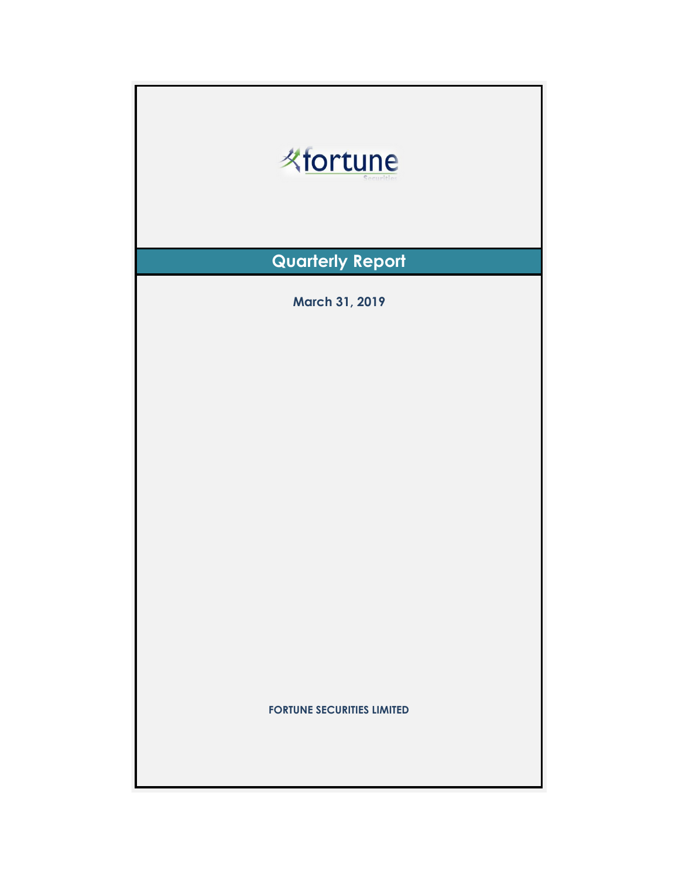fortune

Securities

# Quarterly Report

**March 31, 2019**

**FORTUNE SECURITIES LIMITED**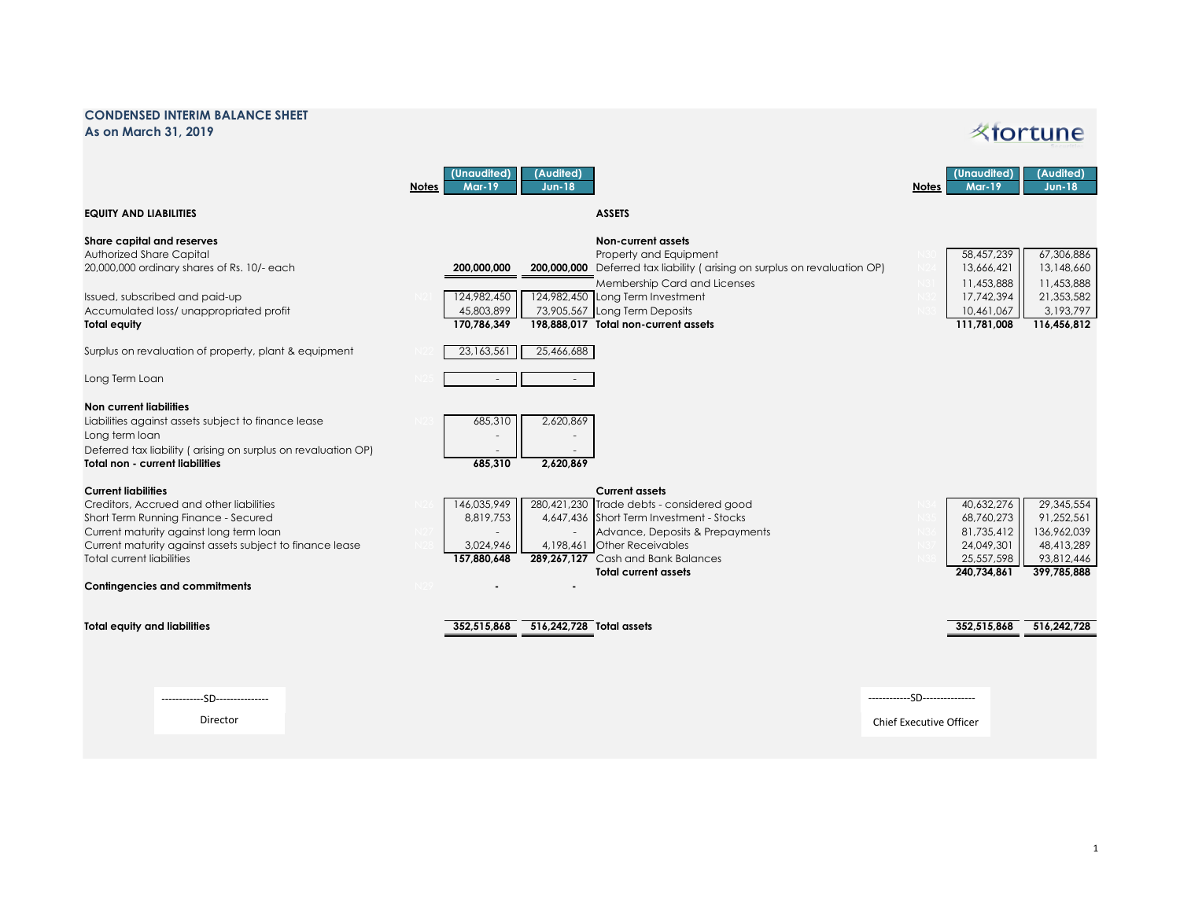## CONDENSED INTERIM BALANCE SHEET
### As on March 31, 2019

fortune

| | Notes | (Unaudited) Mar-19 | (Audited) Jun-18 |
|---|---|---|---|
| **EQUITY AND LIABILITIES** | | | |
| **Share capital and reserves** | | | |
| Authorized Share Capital | | | |
| 20,000,000 ordinary shares of Rs. 10/- each | | **200,000,000** | **200,000,000** |
| Issued, subscribed and paid-up | N21 | 124,982,450 | 124,982,450 |
| Accumulated loss/ unappropriated profit | | 45,803,899 | 73,905,567 |
| **Total equity** | | **170,786,349** | **198,888,017** |
| Surplus on revaluation of property, plant & equipment | N22 | 23,163,561 | 25,466,688 |
| Long Term Loan | N25 | - | - |
| **Non current liabilities** | | | |
| Liabilities against assets subject to finance lease | N23 | 685,310 | 2,620,869 |
| Long term loan | | - | - |
| Deferred tax liability ( arising on surplus on revaluation OP) | | - | - |
| **Total non - current liabilities** | | **685,310** | **2,620,869** |
| **Current liabilities** | | | |
| Creditors, Accrued and other liabilities | N26 | 146,035,949 | 280,421,230 |
| Short Term Running Finance - Secured | | 8,819,753 | 4,647,436 |
| Current maturity against long term loan | N27 | - | - |
| Current maturity against assets subject to finance lease | N28 | 3,024,946 | 4,198,461 |
| Total current liabilities | | **157,880,648** | **289,267,127** |
| **Contingencies and commitments** | N29 | - | - |
| **Total equity and liabilities** | | **352,515,868** | **516,242,728** |

| | Notes | (Unaudited) Mar-19 | (Audited) Jun-18 |
|---|---|---|---|
| **ASSETS** | | | |
| **Non-current assets** | | | |
| Property and Equipment | N30 | 58,457,239 | 67,306,886 |
| Deferred tax liability ( arising on surplus on revaluation OP) | N24 | 13,666,421 | 13,148,660 |
| Membership Card and Licenses | N31 | 11,453,888 | 11,453,888 |
| Long Term Investment | N32 | 17,742,394 | 21,353,582 |
| Long Term Deposits | N33 | 10,461,067 | 3,193,797 |
| **Total non-current assets** | | **111,781,008** | **116,456,812** |
| **Current assets** | | | |
| Trade debts - considered good | N34 | 40,632,276 | 29,345,554 |
| Short Term Investment - Stocks | N35 | 68,760,273 | 91,252,561 |
| Advance, Deposits & Prepayments | N36 | 81,735,412 | 136,962,039 |
| Other Receivables | N37 | 24,049,301 | 48,413,289 |
| Cash and Bank Balances | N38 | 25,557,598 | 93,812,446 |
| **Total current assets** | | **240,734,861** | **399,785,888** |
| **Total assets** | | **352,515,868** | **516,242,728** |

------------SD---------------
Director

------------SD---------------
Chief Executive Officer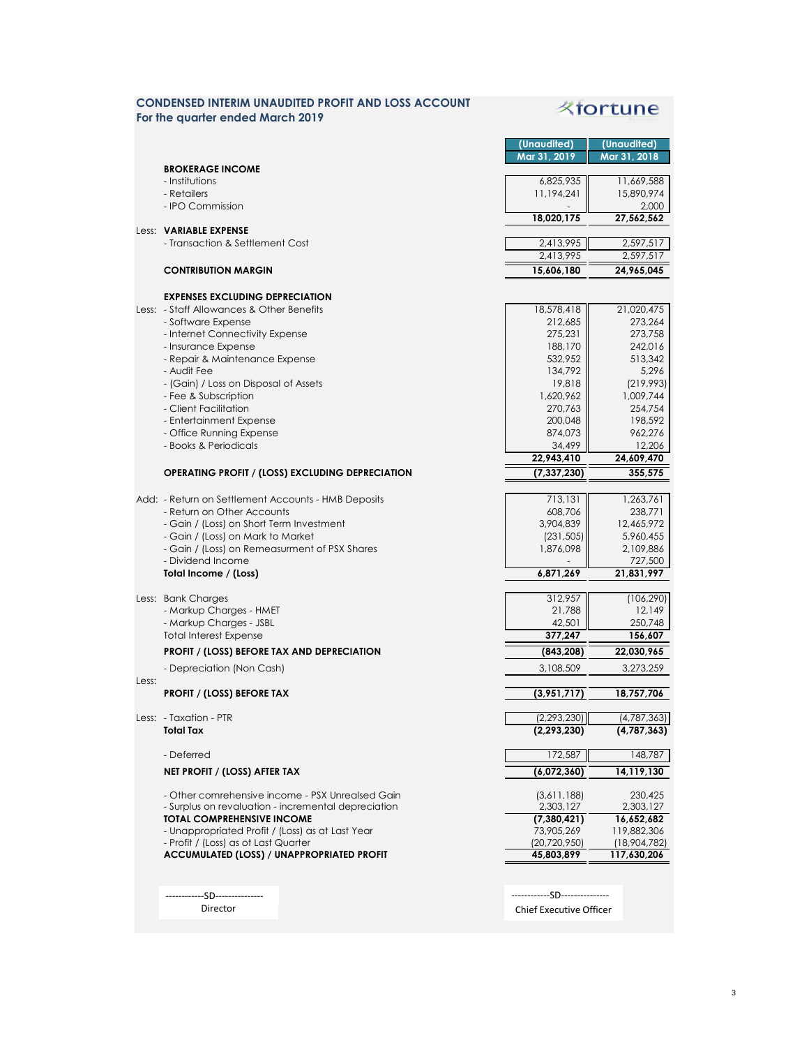## CONDENSED INTERIM UNAUDITED PROFIT AND LOSS ACCOUNT
### For the quarter ended March 2019

fortune

| | | (Unaudited) Mar 31, 2019 | (Unaudited) Mar 31, 2018 |
|---|---|---|---|
| | **BROKERAGE INCOME** | | |
| | - Institutions | 6,825,935 | 11,669,588 |
| | - Retailers | 11,194,241 | 15,890,974 |
| | - IPO Commission | - | 2,000 |
| | | **18,020,175** | **27,562,562** |
| Less: | **VARIABLE EXPENSE** | | |
| | - Transaction & Settlement Cost | 2,413,995 | 2,597,517 |
| | | 2,413,995 | 2,597,517 |
| | **CONTRIBUTION MARGIN** | **15,606,180** | **24,965,045** |
| | **EXPENSES EXCLUDING DEPRECIATION** | | |
| Less: | - Staff Allowances & Other Benefits | 18,578,418 | 21,020,475 |
| | - Software Expense | 212,685 | 273,264 |
| | - Internet Connectivity Expense | 275,231 | 273,758 |
| | - Insurance Expense | 188,170 | 242,016 |
| | - Repair & Maintenance Expense | 532,952 | 513,342 |
| | - Audit Fee | 134,792 | 5,296 |
| | - (Gain) / Loss on Disposal of Assets | 19,818 | (219,993) |
| | - Fee & Subscription | 1,620,962 | 1,009,744 |
| | - Client Facilitation | 270,763 | 254,754 |
| | - Entertainment Expense | 200,048 | 198,592 |
| | - Office Running Expense | 874,073 | 962,276 |
| | - Books & Periodicals | 34,499 | 12,206 |
| | | **22,943,410** | **24,609,470** |
| | **OPERATING PROFIT / (LOSS) EXCLUDING DEPRECIATION** | **(7,337,230)** | **355,575** |
| Add: | - Return on Settlement Accounts - HMB Deposits | 713,131 | 1,263,761 |
| | - Return on Other Accounts | 608,706 | 238,771 |
| | - Gain / (Loss) on Short Term Investment | 3,904,839 | 12,465,972 |
| | - Gain / (Loss) on Mark to Market | (231,505) | 5,960,455 |
| | - Gain / (Loss) on Remeasurment of PSX Shares | 1,876,098 | 2,109,886 |
| | - Dividend Income | - | 727,500 |
| | **Total Income / (Loss)** | **6,871,269** | **21,831,997** |
| Less: | Bank Charges | 312,957 | (106,290) |
| | - Markup Charges - HMET | 21,788 | 12,149 |
| | - Markup Charges - JSBL | 42,501 | 250,748 |
| | Total Interest Expense | **377,247** | **156,607** |
| | **PROFIT / (LOSS) BEFORE TAX AND DEPRECIATION** | **(843,208)** | **22,030,965** |
| | - Depreciation (Non Cash) | 3,108,509 | 3,273,259 |
| Less: | | | |
| | **PROFIT / (LOSS) BEFORE TAX** | **(3,951,717)** | **18,757,706** |
| Less: | - Taxation - PTR | (2,293,230) | (4,787,363) |
| | **Total Tax** | **(2,293,230)** | **(4,787,363)** |
| | - Deferred | 172,587 | 148,787 |
| | **NET PROFIT / (LOSS) AFTER TAX** | **(6,072,360)** | **14,119,130** |
| | - Other comrehensive income - PSX Unrealsed Gain | (3,611,188) | 230,425 |
| | - Surplus on revaluation - incremental depreciation | 2,303,127 | 2,303,127 |
| | **TOTAL COMPREHENSIVE INCOME** | **(7,380,421)** | **16,652,682** |
| | - Unappropriated Profit / (Loss) as at Last Year | 73,905,269 | 119,882,306 |
| | - Profit / (Loss) as of Last Quarter | (20,720,950) | (18,904,782) |
| | **ACCUMULATED (LOSS) / UNAPPROPRIATED PROFIT** | **45,803,899** | **117,630,206** |

------------SD---------------
Director

------------SD---------------
Chief Executive Officer